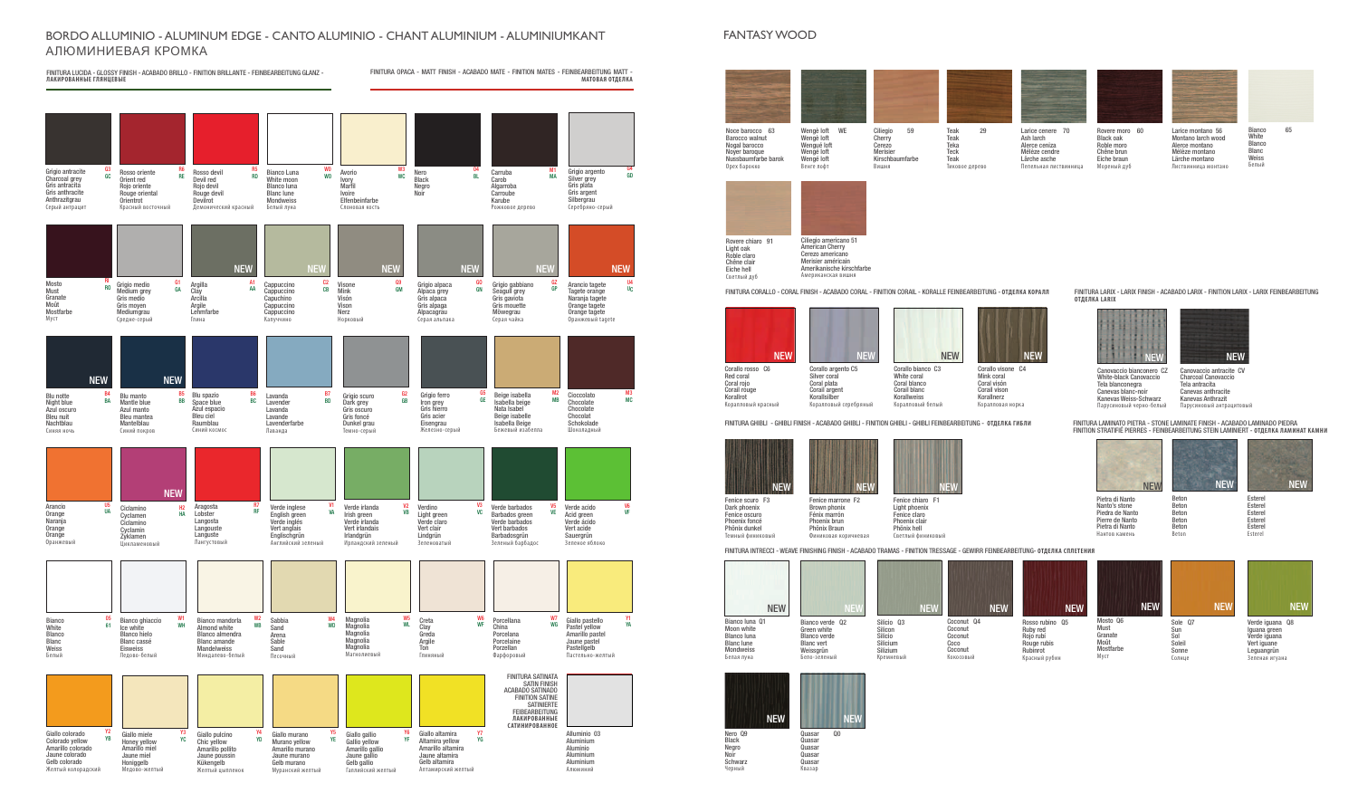# BORDO ALLUMINIO - ALUMINUM EDGE - CANTO ALUMINIO - CHANT ALUMINIUM - ALUMINIUMKANT АЛЮМИНИЕВАЯ КРОМКА

## FINITURA LUCIDA - GLOSSY FINISH - ACABADO BRILLO - FINITION BRILLANTE - FEINBEARBEITUNG GLANZ - ЛАКИРОВАННЫЕ ГЛЯНЦЕВЫЕ

Grigio antracite G3 GC
Charcoal grey
Gris antracita
Gris anthracite
Anthrazitgrau
Серый антрацит

Rosso oriente R6 RE
Orient red
Rojo oriente
Rouge oriental
Orientrot
Красный восточный

Rosso devil R5 RD
Devil red
Rojo devil
Rouge devil
Devilrot
Демонический красный

Bianco Luna W0 WD
White moon
Blanco luna
Blanc lune
Mondweiss
Белый луна

Avorio W3 WC
Ivory
Marfil
Ivoire
Elfenbeinfarbe
Слоновая кость

Nero 04 BL
Black
Negro
Noir

Carruba M1 MA
Carob
Algarroba
Caroube
Karube
Рожковое дерево

Mosto RI RO
Must
Granate
Moût
Mostfarbe
Муст

Grigio medio G1 GA
Medium grey
Gris medio
Gris moyen
Mediumgrau
Средне-серый

Argilla A1 AA (NEW)
Clay
Arcilla
Argile
Lehmfarbe
Глина

Cappuccino C2 CB (NEW)
Cappuccino
Capuchino
Cappuccino
Cappuccino
Капучино

Visone G3 GM (NEW)
Mink
Visón
Vison
Nerz
Норковый

Grigio alpaca G0 GN (NEW)
Alpaca grey
Gris alpaca
Gris alpaga
Alpacagrau
Серая альпака

Grigio gabbiano GZ GP (NEW)
Seagull grey
Gris gaviota
Gris mouette
Möwegrau
Серая чайка

Blu notte B4 BA (NEW)
Night blue
Azul oscuro
Bleu nuit
Nachtblau
Синяя ночь

Blu manto B5 BB (NEW)
Mantle blue
Azul manto
Bleu manteau
Mantelblau
Синий покров

Blu spazio B6 BC
Space blue
Azul espacio
Bleu ciel
Raumblau
Синий космос

Lavanda B7 BD
Lavender
Lavanda
Lavande
Lavenderfarbe
Лаванда

Arancio U5 UA
Orange
Naranja
Orange
Orange
Оранжевый

Ciclamino H2 HA (NEW)
Cyclamen
Ciclamino
Cyclamin
Zyklamen
Цикламеновый

Aragosta R7 RF
Lobster
Langosta
Langouste
Languste
Лангустовый

Verde inglese V1 VA
English green
Verde inglés
Vert anglais
Englischgrün
Английский зеленый

Verde irlanda V2 VB
Irish green
Verde irlanda
Vert irlandais
Irlandgrün
Ирландский зеленый

Bianco 05 61
White
Blanco
Blanc
Weiss
Белый

Bianco ghiaccio W1 WH
Ice white
Blanco hielo
Blanc cassé
Eisweiss
Ледово-белый

Bianco mandorla M2 MB
Almond white
Blanco almendra
Blanc amande
Mandelweiss
Миндалево-белый

Sabbia W4 WD
Sand
Arena
Sable
Sand
Песочный

Magnolia W5 WL
Magnolia
Magnolia
Magnolia
Magnolia
Магнолиевый

Giallo colorado Y2 YB
Colorado yellow
Amarillo colorado
Jaune colorado
Gelb colorado
Желтый колорадский

Giallo miele Y3 YC
Honey yellow
Amarillo miel
Jaune miel
Honiggelb
Медово-желтый

Giallo pulcino Y4 YD
Chic yellow
Amarillo pollito
Jaune poussin
Kükengelb
Желтый цыпленок

Giallo murano Y5 YE
Murano yellow
Amarillo murano
Jaune murano
Gelb murano
Муранский желтый

Giallo gallio Y6 YF
Gallio yellow
Amarillo gallio
Jaune gallio
Gelb gallio
Галлийский желтый

## FINITURA OPACA - MATT FINISH - ACABADO MATE - FINITION MATES - FEINBEARBEITUNG MATT - МАТОВАЯ ОТДЕЛКА

Grigio argento 04 GD
Silver grey
Gris plata
Gris argent
Silbergrau
Серебряно-серый

Arancio tagete U4 UÇ (NEW)
Tagete orange
Naranja tagete
Orange tagete
Orange tagete
Оранжевый tagete

Grigio scuro G2 GB
Dark grey
Gris oscuro
Gris foncé
Dunkel grau
Темно-серый

Grigio ferro G5 GE
Iron grey
Gris hierro
Gris acier
Eisengrau
Железно-серый

Beige isabella M2 MB
Isabella beige
Nata Isabel
Beige isabelle
Isabella Beige
Бежевый изабелла

Cioccolato M3 MC
Chocolate
Chocolate
Chocolat
Schokolade
Шоколадный

Verdino V3 VC
Light green
Verde claro
Vert clair
Lindgrün
Зеленоватый

Verde barbados V5 VE
Barbados green
Verde barbados
Vert barbados
Barbadosgrün
Зеленый барбадос

Verde acido V6 VF
Acid green
Verde ácido
Vert acide
Sauergrün
Зеленое яблоко

Creta W6 WF
Clay
Greda
Argile
Ton
Глиняный

Porcellana W7 WG
China
Porcelana
Porcelaine
Porzellan
Фарфоровый

Giallo pastello Y1 YA
Pastel yellow
Amarillo pastel
Jaune pastel
Pastellgelb
Пастельно-желтый

Giallo altamira Y7 YG
Altamira yellow
Amarillo altamira
Jaune altamira
Gelb altamira
Алтамирский желтый

FINITURA SATINATA
SATIN FINISH
ACABADO SATINADO
FINITION SATINÉ
SATINIERTE
FEINBEARBEITUNG
ЛАКИРОВАННЫЕ
САТИНИРОВАННОЕ

Alluminio 03
Aluminium
Aluminio
Aluminium
Aluminium
Алюминий

# FANTASY WOOD

Noce barocco 63
Barocco walnut
Nogal barocco
Noyer baroque
Nussbaumfarbe barok
Орех барокко

Wengè loft WE
Wengè loft
Wengué loft
Wengé loft
Wengé loft
Венге лофт

Ciliegio 59
Cherry
Cerezo
Merisier
Kirschbaumfarbe
Вишня

Teak 29
Teak
Teka
Teck
Teak
Тиковое дерево

Larice cenere 70
Ash larch
Alerce ceniza
Mélèze cendré
Lärche asche
Пепельная лиственница

Rovere moro 60
Black oak
Roble moro
Chêne brun
Eiche braun
Мореный дуб

Larice montano 56
Montano larch wood
Alerce montano
Mélèze montano
Lärche montano
Лиственница монтано

Bianco 65
White
Blanco
Blanc
Weiss
Белый

Rovere chiaro 91
Light oak
Roble claro
Chêne clair
Eiche hell
Светлый дуб

Ciliegio americano 51
American Cherry
Cerezo americano
Merisier américain
Amerikanische kirschfarbe
Американская вишня

## FINITURA CORALLO - CORAL FINISH - ACABADO CORAL - FINITION CORAIL - KORALLE FEINBEARBEITUNG - ОТДЕЛКА КОРАЛЛ

Corallo rosso C6 (NEW)
Red coral
Coral rojo
Corail rouge
Korallrot
Коралловый красный

Corallo argento C5 (NEW)
Silver coral
Coral plata
Corail argent
Korallsilber
Коралловый серебряный

Corallo bianco C3 (NEW)
White coral
Coral blanco
Corail blanc
Korallweiss
Коралловый белый

Corallo visone C4 (NEW)
Mink coral
Coral visón
Corail vison
Korallnerz
Коралловая норка

## FINITURA LARIX - LARIX FINISH - ACABADO LARIX - FINITION LARIX - LARIX FEINBEARBEITUNG ОТДЕЛКА LARIX

Canovaccio bianconero CZ (NEW)
White-black Canovaccio
Tela blanconegra
Canevas blanc-noir
Kanevas Weiss-Schwarz
Парусиновый черно-белый

Canovaccio antracite CV (NEW)
Charcoal Canovaccio
Tela antracita
Canevas anthracite
Kanevas Anthrazit
Парусиновый антрацитовый

## FINITURA GHIBLI - GHIBLI FINISH - ACABADO GHIBLI - FINITION GHIBLI - GHIBLI FEINBEARBEITUNG - ОТДЕЛКА ГИБЛИ

Fenice scuro F3 (NEW)
Dark phoenix
Fénix oscuro
Phoenix foncé
Phönix dunkel
Темный финиковый

Fenice marrone F2 (NEW)
Brown phoenix
Fénix marrón
Phoenix brun
Phönix Braun
Финиковая коричневая

Fenice chiaro F1 (NEW)
Light phoenix
Fénix claro
Phoenix clair
Phönix hell
Светлый финиковый

## FINITURA LAMINATO PIETRA - STONE LAMINATE FINISH - ACABADO LAMINADO PIEDRA FINITION STRATIFIÉ PIERRES - FEINBEARBEITUNG STEIN LAMINIERT - ОТДЕЛКА ЛАМИНАТ КАМНИ

Pietra di Nanto (NEW)
Nanto's stone
Piedra de Nanto
Pierre de Nanto
Pietra di Nanto
Нантов камень

Beton (NEW)
Beton
Beton
Beton
Beton
Beton

Esterel (NEW)
Esterel
Esterel
Esterel
Esterel
Esterel

## FINITURA INTRECCI - WEAVE FINISHING FINISH - ACABADO TRAMAS - FINITION TRESSAGE - GEWIRR FEINBEARBEITUNG- ОТДЕЛКА СПЛЕТЕНИЯ

Bianco luna Q1 (NEW)
Moon white
Blanco luna
Blanc lune
Mondweiss
Белая луна

Bianco verde Q2 (NEW)
Green white
Blanco verde
Blanc vert
Weissgrün
Бело-зеленый

Silicio Q3 (NEW)
Silicon
Silicio
Silicium
Silizium
Кремниевый

Coconut Q4 (NEW)
Coconut
Coconut
Coco
Coconut
Кокосовый

Rosso rubino Q5 (NEW)
Ruby red
Rojo rubí
Rouge rubis
Rubinrot
Красный рубин

Mosto Q6 (NEW)
Must
Granate
Moût
Mostfarbe
Муст

Sole Q7 (NEW)
Sun
Sol
Soleil
Sonne
Солнце

Verde iguana Q8 (NEW)
Iguana green
Verde iguana
Vert iguane
Leguangrün
Зеленая игуана

Nero Q9 (NEW)
Black
Negro
Noir
Schwarz
Черный

Quasar Q0 (NEW)
Quasar
Quasar
Quasar
Quasar
Квазар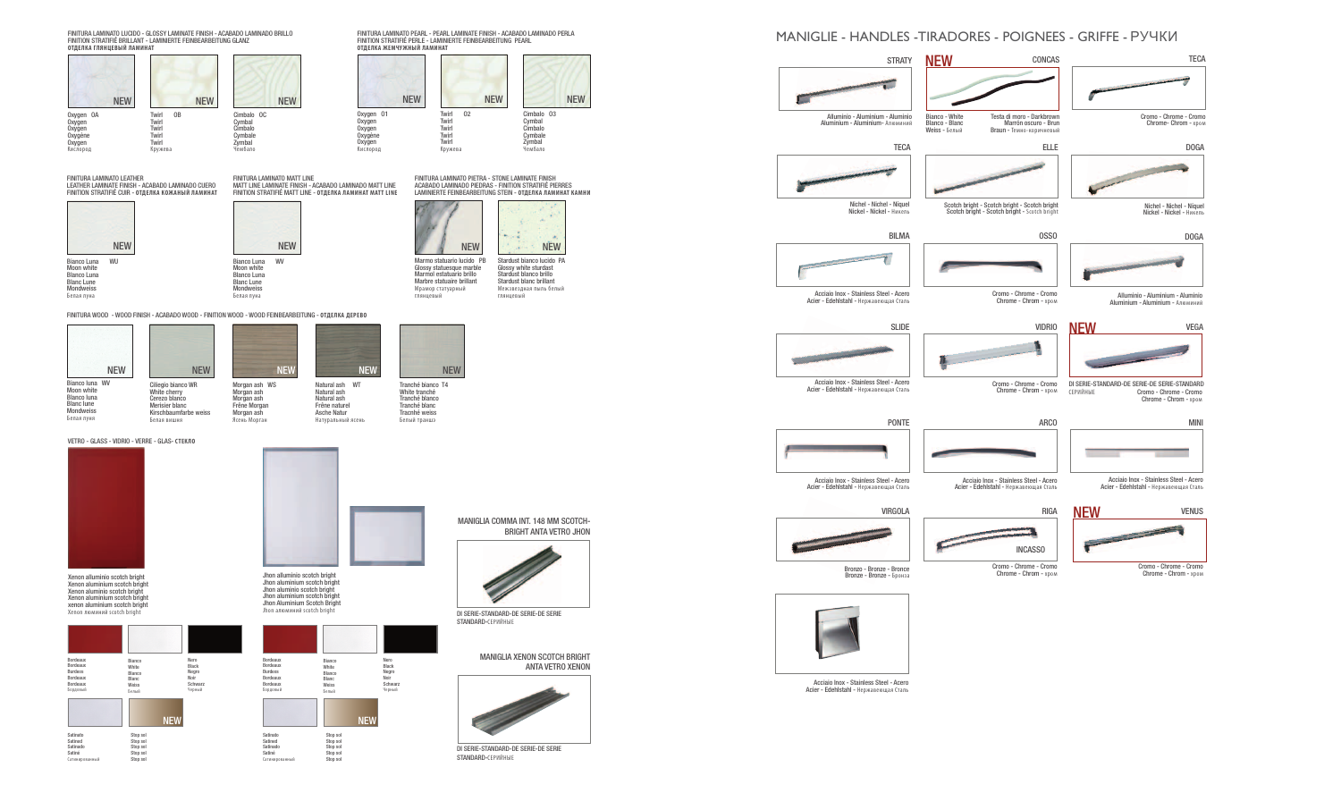FINITURA LAMINATO LUCIDO - GLOSSY LAMINATE FINISH - ACABADO LAMINADO BRILLO
FINITION STRATIFIÉ BRILLANT - LAMINIERTE FEINBEARBEITUNG GLANZ
ОТДЕЛКА ГЛЯНЦЕВЫЙ ЛАМИНАТ

NEW

Oxygen 0A
Oxygen
Oxygen
Oxygène
Oxygen
Кислород

NEW

Twirl 0B
Twirl
Twirl
Twirl
Twirl
Кружева

NEW

Cimbalo 0C
Cymbal
Cimbalo
Cymbale
Zymbal
Чембало

FINITURA LAMINATO PEARL - PEARL LAMINATE FINISH - ACABADO LAMINADO PERLA
FINITION STRATIFIÉ PERLE - LAMINIERTE FEINBEARBEITUNG PEARL
ОТДЕЛКА ЖЕМЧУЖНЫЙ ЛАМИНАТ

NEW

Oxygen 01
Oxygen
Oxygen
Oxygène
Oxygen
Кислород

NEW

Twirl 02
Twirl
Twirl
Twirl
Twirl
Кружева

NEW

Cimbalo 03
Cymbal
Cimbalo
Cymbale
Zymbal
Чембало

FINITURA LAMINATO LEATHER
LEATHER LAMINATE FINISH - ACABADO LAMINADO CUERO
FINITION STRATIFIÉ CUIR - ОТДЕЛКА КОЖАНЫЙ ЛАМИНАТ

NEW

Bianco Luna WU
Moon white
Blanco Luna
Blanc Lune
Mondweiss
Белая луна

FINITURA LAMINATO MATT LINE
MATT LINE LAMINATE FINISH - ACABADO LAMINADO MATT LINE
FINITION STRATIFIÉ MATT LINE - ОТДЕЛКА ЛАМИНАТ MATT LINE

NEW

Bianco Luna WV
Moon white
Blanco Luna
Blanc Lune
Mondweiss
Белая луна

FINITURA LAMINATO PIETRA - STONE LAMINATE FINISH
ACABADO LAMINADO PIEDRAS - FINITION STRATIFIÉ PIERRES
LAMINIERTE FEINBEARBEITUNG STEIN - ОТДЕЛКА ЛАМИНАТ КАМНИ

NEW

Marmo statuario lucido PB
Glossy statuesque marble
Marmol estatuario brillo
Marbre statuaire brillant
Мрамор статуарный глянцевый

NEW

Stardust bianco lucido PA
Glossy white stardust
Stardust blanco brillo
Stardust blanc brillant
Межзвездная пыль белый глянцевый

FINITURA WOOD - WOOD FINISH - ACABADO WOOD - FINITION WOOD - WOOD FEINBEARBEITUNG - ОТДЕЛКА ДЕРЕВО

NEW

Bianco luna WV
Moon white
Blanco luna
Blanc lune
Mondweiss
Белая луна

NEW

Ciliegio bianco WR
White cherry
Cerezo blanco
Merisier blanc
Kirschbaumfarbe weiss
Белая вишня

NEW

Morgan ash WS
Morgan ash
Morgan ash
Frêne Morgan
Morgan ash
Ясень Морган

NEW

Natural ash WT
Natural ash
Natural ash
Frêne naturel
Asche Natur
Натуральный ясень

NEW

Tranché bianco T4
White tranché
Tranché blanco
Tranché blanc
Tranché weiss
Белый транше

VETRO - GLASS - VIDRIO - VERRE - GLAS- СТЕКЛО

Xenon alluminio scotch bright
Xenon aluminium scotch bright
Xenon aluminio scotch bright
Xenon aluminium scotch bright
xenon aluminium scotch bright
Xenon люминий scotch bright

Bordeaux
Bordeaux
Burdeos
Bordeaux
Bordeaux
Бордовый

Bianco
White
Blanco
Blanc
Weiss
Белый

Nero
Black
Negro
Noir
Schwarz
Черный

Satinato
Satined
Satinado
Satiné
Satiniert
Сатинированный

NEW

Stop sol
Stop sol
Stop sol
Stop sol
Stop sol
Stop sol

Jhon alluminio scotch bright
Jhon aluminium scotch bright
Jhon aluminio scotch bright
Jhon aluminium scotch bright
Jhon Aluminium Scotch Bright
Jhon алюминий scotch bright

Bordeaux
Bordeaux
Burdeos
Bordeaux
Bordeaux
Бордовый

Bianco
White
Blanco
Blanc
Weiss
Белый

Nero
Black
Negro
Noir
Schwarz
Черный

Satinato
Satined
Satinado
Satiné
Satiniert
Сатинированный

NEW

Stop sol
Stop sol
Stop sol
Stop sol
Stop sol
Stop sol

MANIGLIA COMMA INT. 148 MM SCOTCH-BRIGHT ANTA VETRO JHON

DI SERIE-STANDARD-DE SERIE-DE SERIE STANDARD-СЕРИЙНЫЕ

MANIGLIA XENON SCOTCH BRIGHT ANTA VETRO XENON

DI SERIE-STANDARD-DE SERIE-DE SERIE STANDARD-СЕРИЙНЫЕ

# MANIGLIE - HANDLES -TIRADORES - POIGNEES - GRIFFE - РУЧКИ

**STRATY**
Alluminio - Aluminium - Aluminio
Aluminium - Aluminium- Алюминий

**NEW CONCAS**
Bianco - White
Blanco - Blanc
Weiss - Белый
Testa di moro - Darkbrown
Marrón oscuro - Brun
Braun - Темно-коричневый

**TECA**
Cromo - Chrome - Cromo
Chrome- Chrom - хром

**TECA**
Nichel - Nichel - Niquel
Nickel - Nickel - Никель

**ELLE**
Scotch bright - Scotch bright - Scotch bright
Scotch bright - Scotch bright - Scotch bright

**DOGA**
Nichel - Nichel - Niquel
Nickel - Nickel - Никель

**BILMA**
Acciaio Inox - Stainless Steel - Acero
Acier - Edelstahl - Нержавеющая Сталь

**OSSO**
Cromo - Chrome - Cromo
Chrome - Chrom - хром

**DOGA**
Alluminio - Aluminium - Aluminio
Aluminium - Aluminium - Алюминий

**SLIDE**
Acciaio Inox - Stainless Steel - Acero
Acier - Edelstahl - Нержавеющая Сталь

**VIDRIO**
Cromo - Chrome - Cromo
Chrome - Chrom - хром

**NEW VEGA**
DI SERIE-STANDARD-DE SERIE-DE SERIE-STANDARD СЕРИЙНЫЕ
Cromo - Chrome - Cromo
Chrome - Chrom - хром

**PONTE**
Acciaio Inox - Stainless Steel - Acero
Acier - Edelstahl - Нержавеющая Сталь

**ARCO**
Acciaio Inox - Stainless Steel - Acero
Acier - Edelstahl - Нержавеющая Сталь

**MINI**
Acciaio Inox - Stainless Steel - Acero
Acier - Edelstahl - Нержавеющая Сталь

**VIRGOLA**
Bronzo - Bronze - Bronce
Bronze - Bronze - Бронза

**RIGA**
INCASSO
Cromo - Chrome - Cromo
Chrome - Chrom - хром

**NEW VENUS**
Cromo - Chrome - Cromo
Chrome - Chrom - хром

Acciaio Inox - Stainless Steel - Acero
Acier - Edelstahl - Нержавеющая Сталь